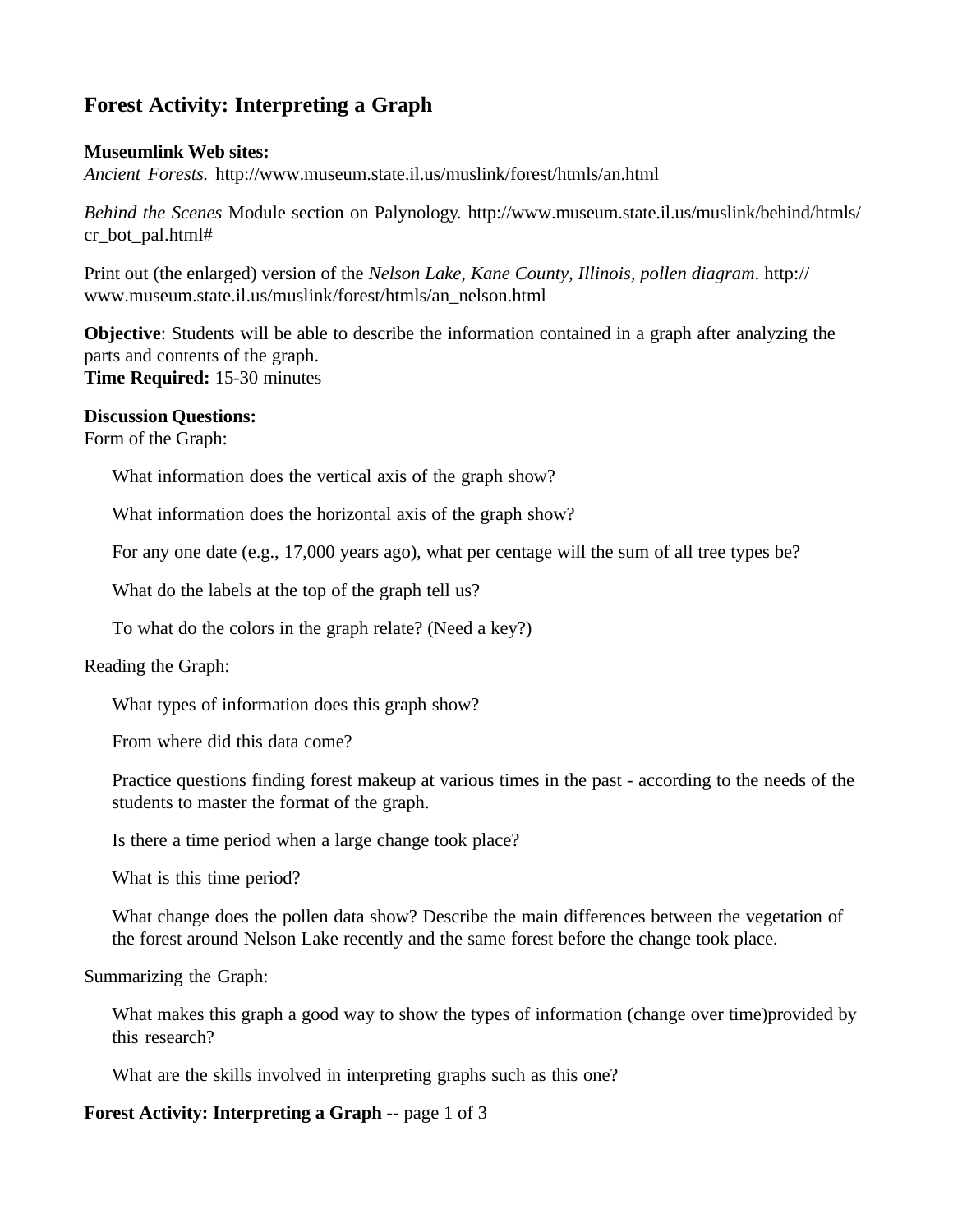# Forest Activity: Interpreting a Graph

**Museumlink Web sites:**
*Ancient Forests.* http://www.museum.state.il.us/muslink/forest/htmls/an.html

*Behind the Scenes* Module section on Palynology. http://www.museum.state.il.us/muslink/behind/htmls/cr_bot_pal.html#

Print out (the enlarged) version of the *Nelson Lake, Kane County, Illinois, pollen diagram*. http://www.museum.state.il.us/muslink/forest/htmls/an_nelson.html

**Objective**: Students will be able to describe the information contained in a graph after analyzing the parts and contents of the graph.
**Time Required:** 15-30 minutes

**Discussion Questions:**
Form of the Graph:

> What information does the vertical axis of the graph show?
>
> What information does the horizontal axis of the graph show?
>
> For any one date (e.g., 17,000 years ago), what per centage will the sum of all tree types be?
>
> What do the labels at the top of the graph tell us?
>
> To what do the colors in the graph relate? (Need a key?)

Reading the Graph:

> What types of information does this graph show?
>
> From where did this data come?
>
> Practice questions finding forest makeup at various times in the past - according to the needs of the students to master the format of the graph.
>
> Is there a time period when a large change took place?
>
> What is this time period?
>
> What change does the pollen data show? Describe the main differences between the vegetation of the forest around Nelson Lake recently and the same forest before the change took place.

Summarizing the Graph:

> What makes this graph a good way to show the types of information (change over time)provided by this research?
>
> What are the skills involved in interpreting graphs such as this one?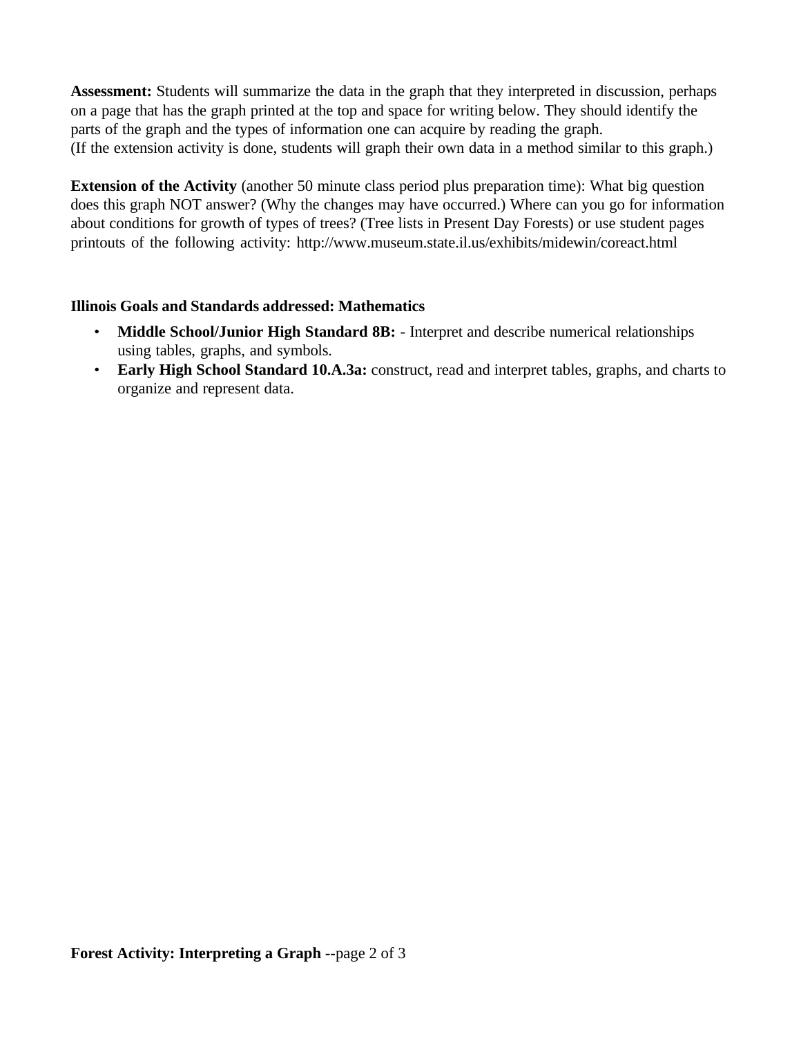**Assessment:** Students will summarize the data in the graph that they interpreted in discussion, perhaps on a page that has the graph printed at the top and space for writing below. They should identify the parts of the graph and the types of information one can acquire by reading the graph.
(If the extension activity is done, students will graph their own data in a method similar to this graph.)

**Extension of the Activity** (another 50 minute class period plus preparation time): What big question does this graph NOT answer? (Why the changes may have occurred.) Where can you go for information about conditions for growth of types of trees? (Tree lists in Present Day Forests) or use student pages printouts of the following activity: http://www.museum.state.il.us/exhibits/midewin/coreact.html

**Illinois Goals and Standards addressed: Mathematics**

- **Middle School/Junior High Standard 8B:** - Interpret and describe numerical relationships using tables, graphs, and symbols.
- **Early High School Standard 10.A.3a:** construct, read and interpret tables, graphs, and charts to organize and represent data.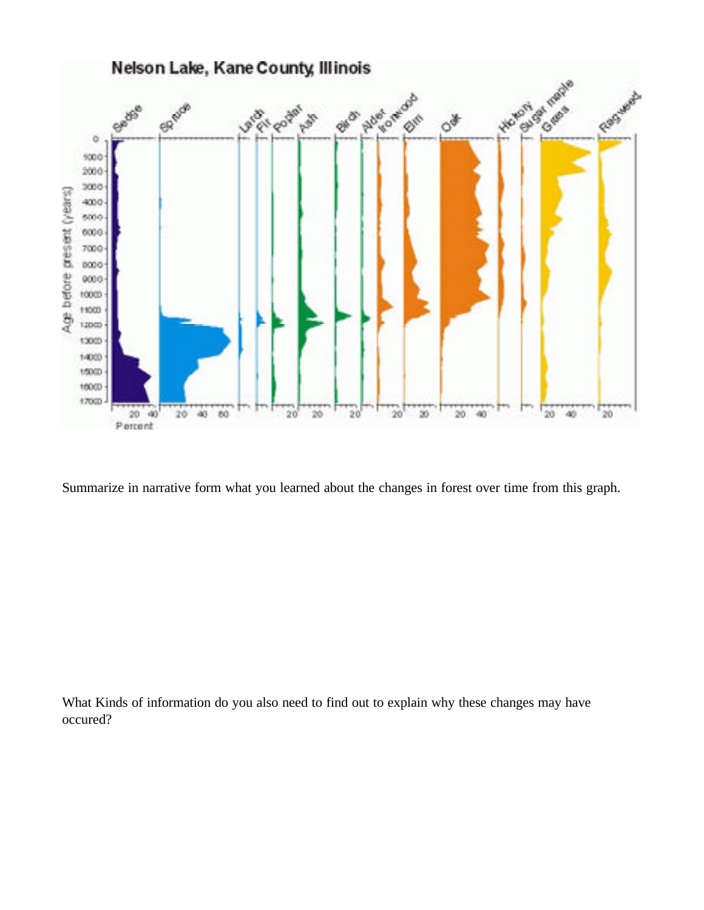Nelson Lake, Kane County, Illinois

Sedge Spruce Larch Fir Poplar Ash Birch Alder Ironwood Elm Oak Hickory Sugar maple Grass Ragweed

Age before present (years)

0
1000
2000
3000
4000
5000
6000
7000
8000
9000
10000
11000
12000
13000
14000
15000
16000
17000

20 40
20 40 60
20
20
20
20
20
20 40
20 40
20

Percent

Summarize in narrative form what you learned about the changes in forest over time from this graph.

What Kinds of information do you also need to find out to explain why these changes may have occured?